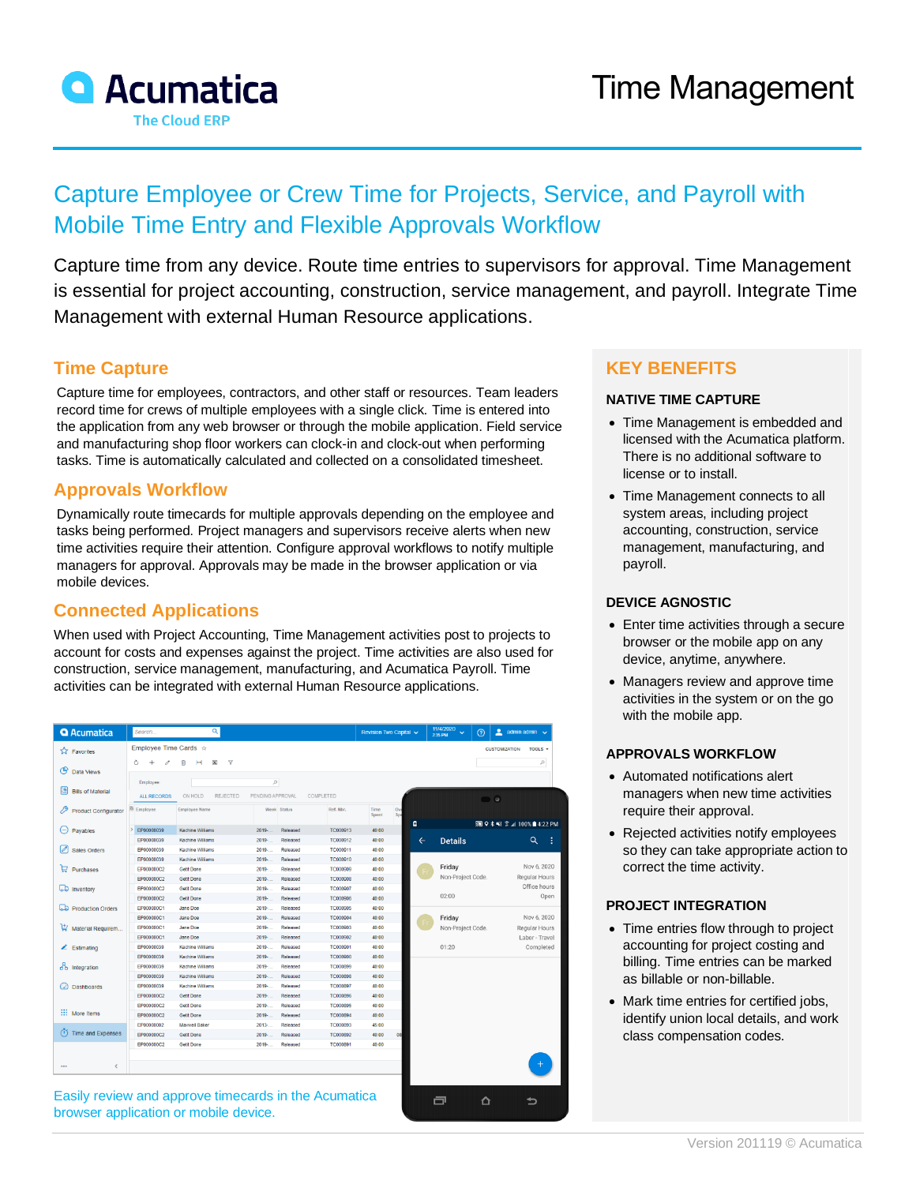Acumatica
The Cloud ERP

# Time Management

## Capture Employee or Crew Time for Projects, Service, and Payroll with Mobile Time Entry and Flexible Approvals Workflow

Capture time from any device. Route time entries to supervisors for approval. Time Management is essential for project accounting, construction, service management, and payroll. Integrate Time Management with external Human Resource applications.

### Time Capture

Capture time for employees, contractors, and other staff or resources. Team leaders record time for crews of multiple employees with a single click. Time is entered into the application from any web browser or through the mobile application. Field service and manufacturing shop floor workers can clock-in and clock-out when performing tasks. Time is automatically calculated and collected on a consolidated timesheet.

### Approvals Workflow

Dynamically route timecards for multiple approvals depending on the employee and tasks being performed. Project managers and supervisors receive alerts when new time activities require their attention. Configure approval workflows to notify multiple managers for approval. Approvals may be made in the browser application or via mobile devices.

### Connected Applications

When used with Project Accounting, Time Management activities post to projects to account for costs and expenses against the project. Time activities are also used for construction, service management, manufacturing, and Acumatica Payroll. Time activities can be integrated with external Human Resource applications.

Easily review and approve timecards in the Acumatica browser application or mobile device.

## KEY BENEFITS

### NATIVE TIME CAPTURE

- Time Management is embedded and licensed with the Acumatica platform. There is no additional software to license or to install.
- Time Management connects to all system areas, including project accounting, construction, service management, manufacturing, and payroll.

### DEVICE AGNOSTIC

- Enter time activities through a secure browser or the mobile app on any device, anytime, anywhere.
- Managers review and approve time activities in the system or on the go with the mobile app.

### APPROVALS WORKFLOW

- Automated notifications alert managers when new time activities require their approval.
- Rejected activities notify employees so they can take appropriate action to correct the time activity.

### PROJECT INTEGRATION

- Time entries flow through to project accounting for project costing and billing. Time entries can be marked as billable or non-billable.
- Mark time entries for certified jobs, identify union local details, and work class compensation codes.

Version 201119 © Acumatica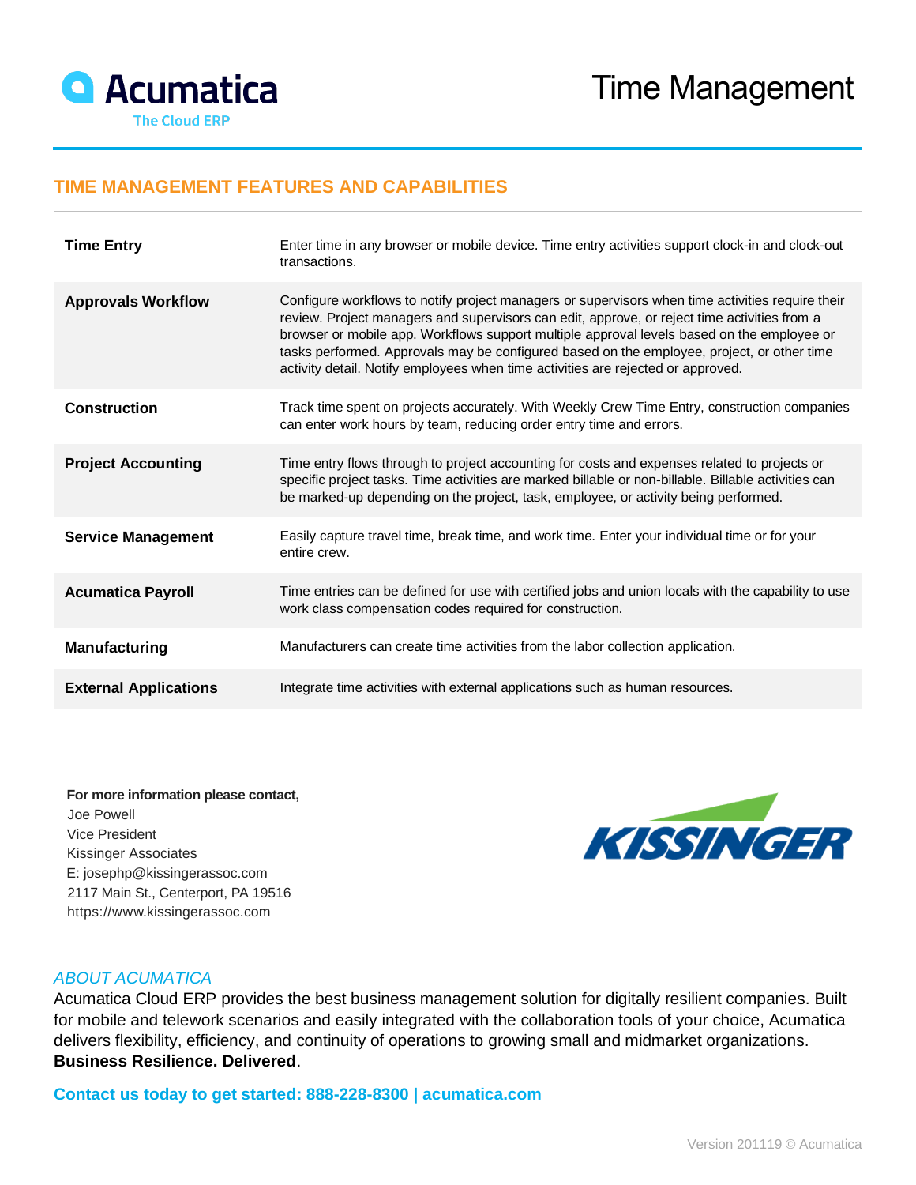Acumatica
The Cloud ERP

# Time Management

## TIME MANAGEMENT FEATURES AND CAPABILITIES

| | |
|---|---|
| **Time Entry** | Enter time in any browser or mobile device. Time entry activities support clock-in and clock-out transactions. |
| **Approvals Workflow** | Configure workflows to notify project managers or supervisors when time activities require their review. Project managers and supervisors can edit, approve, or reject time activities from a browser or mobile app. Workflows support multiple approval levels based on the employee or tasks performed. Approvals may be configured based on the employee, project, or other time activity detail. Notify employees when time activities are rejected or approved. |
| **Construction** | Track time spent on projects accurately. With Weekly Crew Time Entry, construction companies can enter work hours by team, reducing order entry time and errors. |
| **Project Accounting** | Time entry flows through to project accounting for costs and expenses related to projects or specific project tasks. Time activities are marked billable or non-billable. Billable activities can be marked-up depending on the project, task, employee, or activity being performed. |
| **Service Management** | Easily capture travel time, break time, and work time. Enter your individual time or for your entire crew. |
| **Acumatica Payroll** | Time entries can be defined for use with certified jobs and union locals with the capability to use work class compensation codes required for construction. |
| **Manufacturing** | Manufacturers can create time activities from the labor collection application. |
| **External Applications** | Integrate time activities with external applications such as human resources. |

**For more information please contact,**
Joe Powell
Vice President
Kissinger Associates
E: josephp@kissingerassoc.com
2117 Main St., Centerport, PA 19516
https://www.kissingerassoc.com

KISSINGER

*ABOUT ACUMATICA*

Acumatica Cloud ERP provides the best business management solution for digitally resilient companies. Built for mobile and telework scenarios and easily integrated with the collaboration tools of your choice, Acumatica delivers flexibility, efficiency, and continuity of operations to growing small and midmarket organizations. **Business Resilience. Delivered**.

**Contact us today to get started: 888-228-8300 | acumatica.com**

Version 201119 © Acumatica